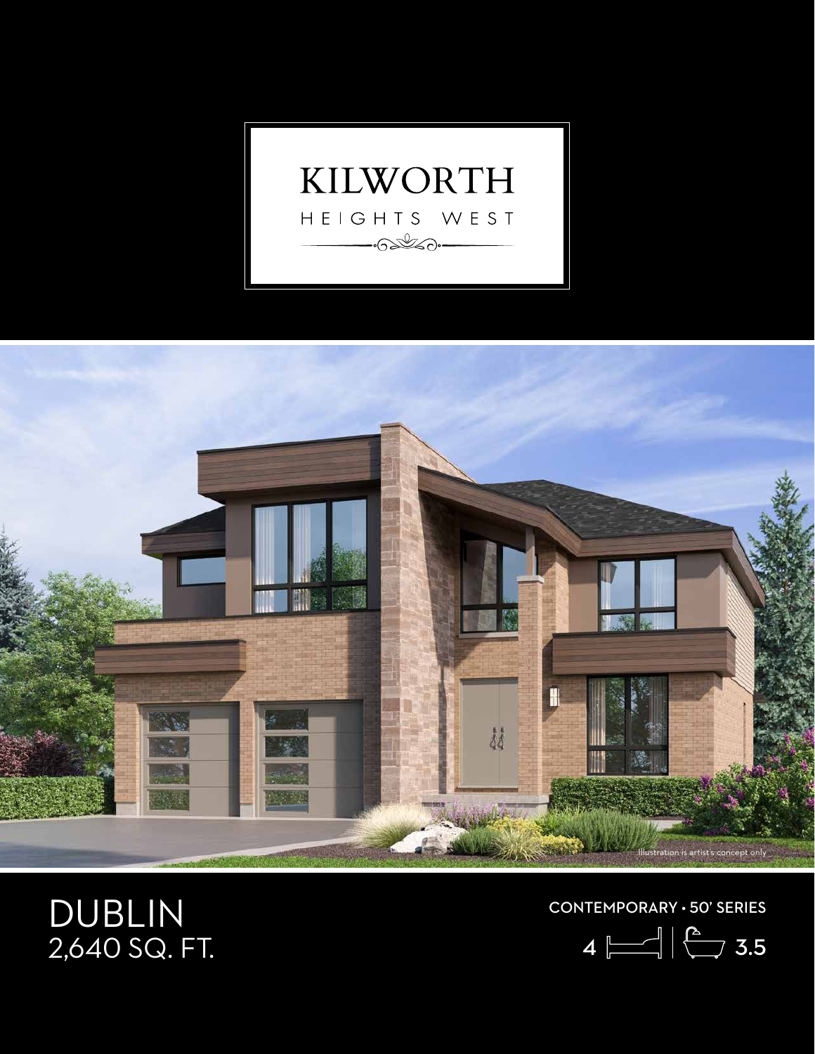# KILWORTH

HEIGHTS WEST

Illustration is artist's concept only

# DUBLIN

## 2,640 SQ. FT.

CONTEMPORARY • 50' SERIES

4 | 3.5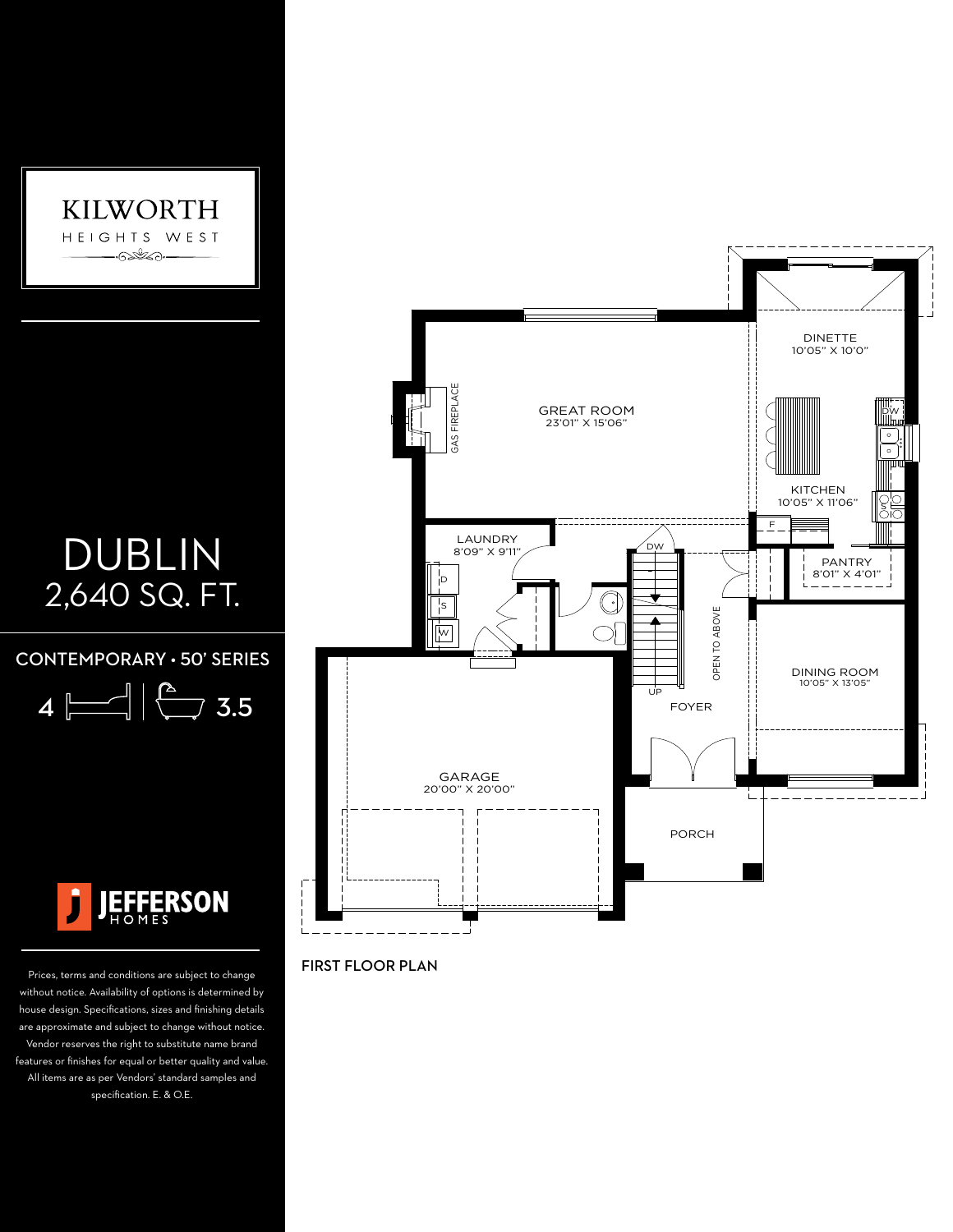# KILWORTH

HEIGHTS WEST

# DUBLIN

## 2,640 SQ. FT.

CONTEMPORARY • 50' SERIES

4 | 3.5

JEFFERSON HOMES

Prices, terms and conditions are subject to change without notice. Availability of options is determined by house design. Specifications, sizes and finishing details are approximate and subject to change without notice. Vendor reserves the right to substitute name brand features or finishes for equal or better quality and value. All items are as per Vendors' standard samples and specification. E. & O.E.

GREAT ROOM
23'01" X 15'06"

GAS FIREPLACE

DINETTE
10'05" X 10'0"

KITCHEN
10'05" X 11'06"

DW

F

PANTRY
8'01" X 4'01"

LAUNDRY
8'09" X 9'11"

D

S

W

DW

UP

OPEN TO ABOVE

FOYER

DINING ROOM
10'05" X 13'05"

GARAGE
20'00" X 20'00"

PORCH

FIRST FLOOR PLAN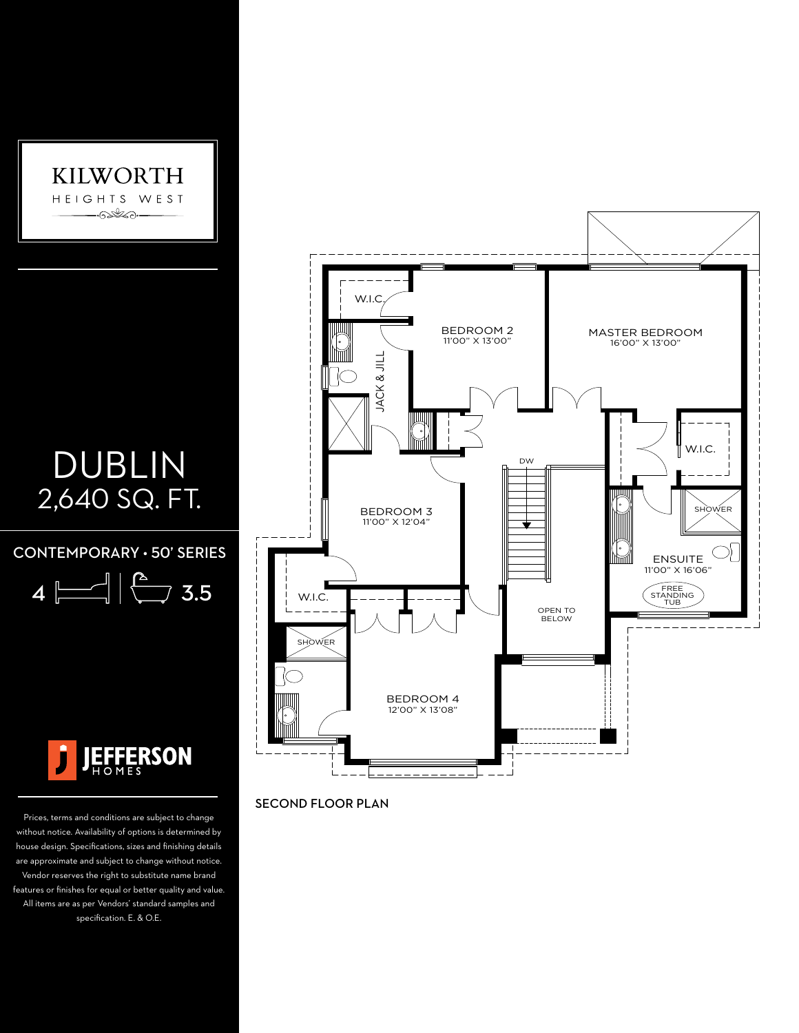# KILWORTH

HEIGHTS WEST

# DUBLIN

## 2,640 SQ. FT.

CONTEMPORARY • 50' SERIES

4 | 3.5

JEFFERSON HOMES

Prices, terms and conditions are subject to change without notice. Availability of options is determined by house design. Specifications, sizes and finishing details are approximate and subject to change without notice. Vendor reserves the right to substitute name brand features or finishes for equal or better quality and value. All items are as per Vendors' standard samples and specification. E. & O.E.

W.I.C.

BEDROOM 2
11'00" X 13'00"

MASTER BEDROOM
16'00" X 13'00"

JACK & JILL

DW

W.I.C.

BEDROOM 3
11'00" X 12'04"

SHOWER

ENSUITE
11'00" X 16'06"

FREE STANDING TUB

W.I.C.

OPEN TO BELOW

SHOWER

BEDROOM 4
12'00" X 13'08"

SECOND FLOOR PLAN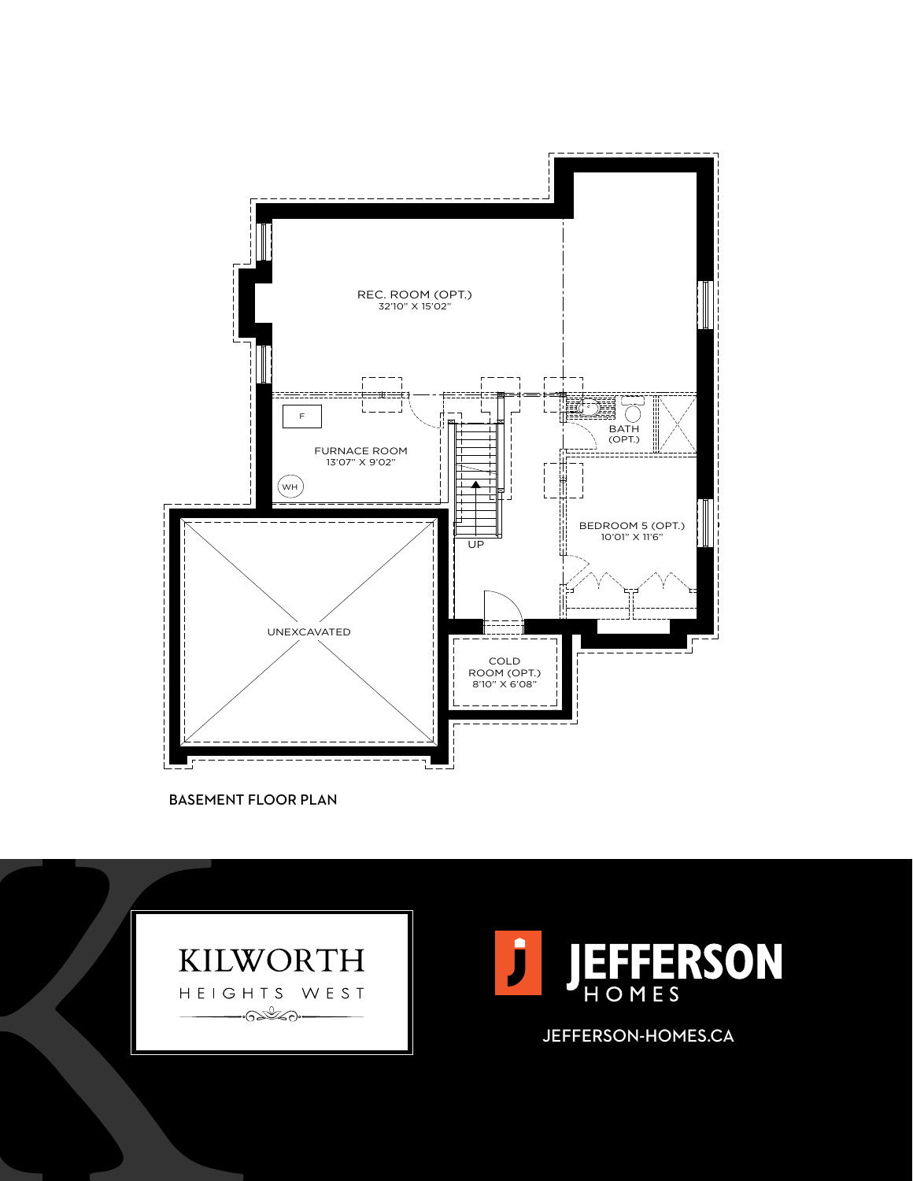REC. ROOM (OPT.)
32'10" X 15'02"

F

FURNACE ROOM
13'07" X 9'02"

WH

BATH
(OPT.)

BEDROOM 5 (OPT.)
10'01" X 11'6"

UP

UNEXCAVATED

COLD
ROOM (OPT.)
8'10" X 6'08"

BASEMENT FLOOR PLAN

KILWORTH
HEIGHTS WEST

JEFFERSON
HOMES

JEFFERSON-HOMES.CA